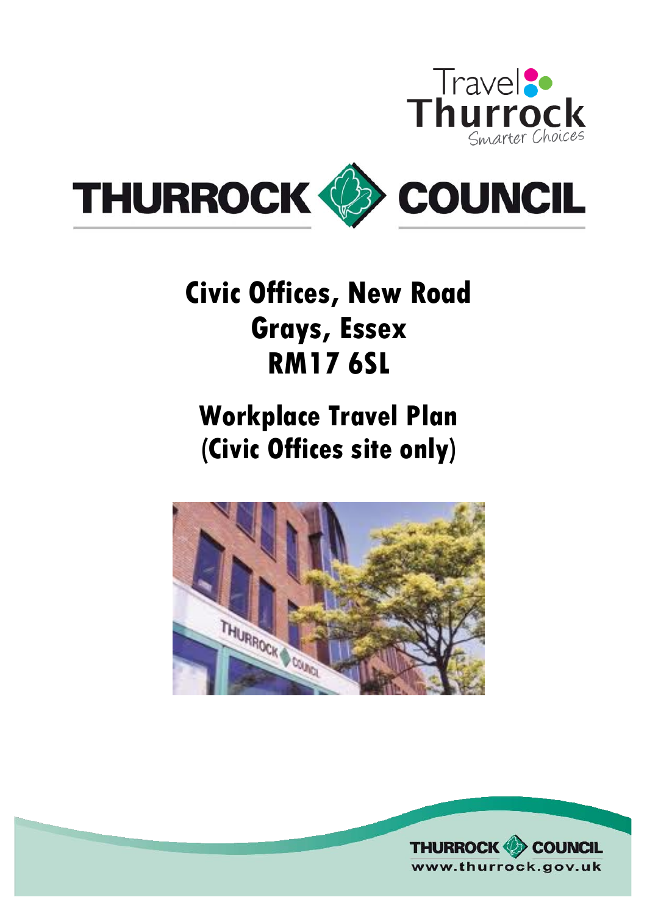Travel Thurrock
Smarter Choices

THURROCK COUNCIL

# Civic Offices, New Road
# Grays, Essex
# RM17 6SL

# Workplace Travel Plan
# (Civic Offices site only)

THURROCK COUNCIL
www.thurrock.gov.uk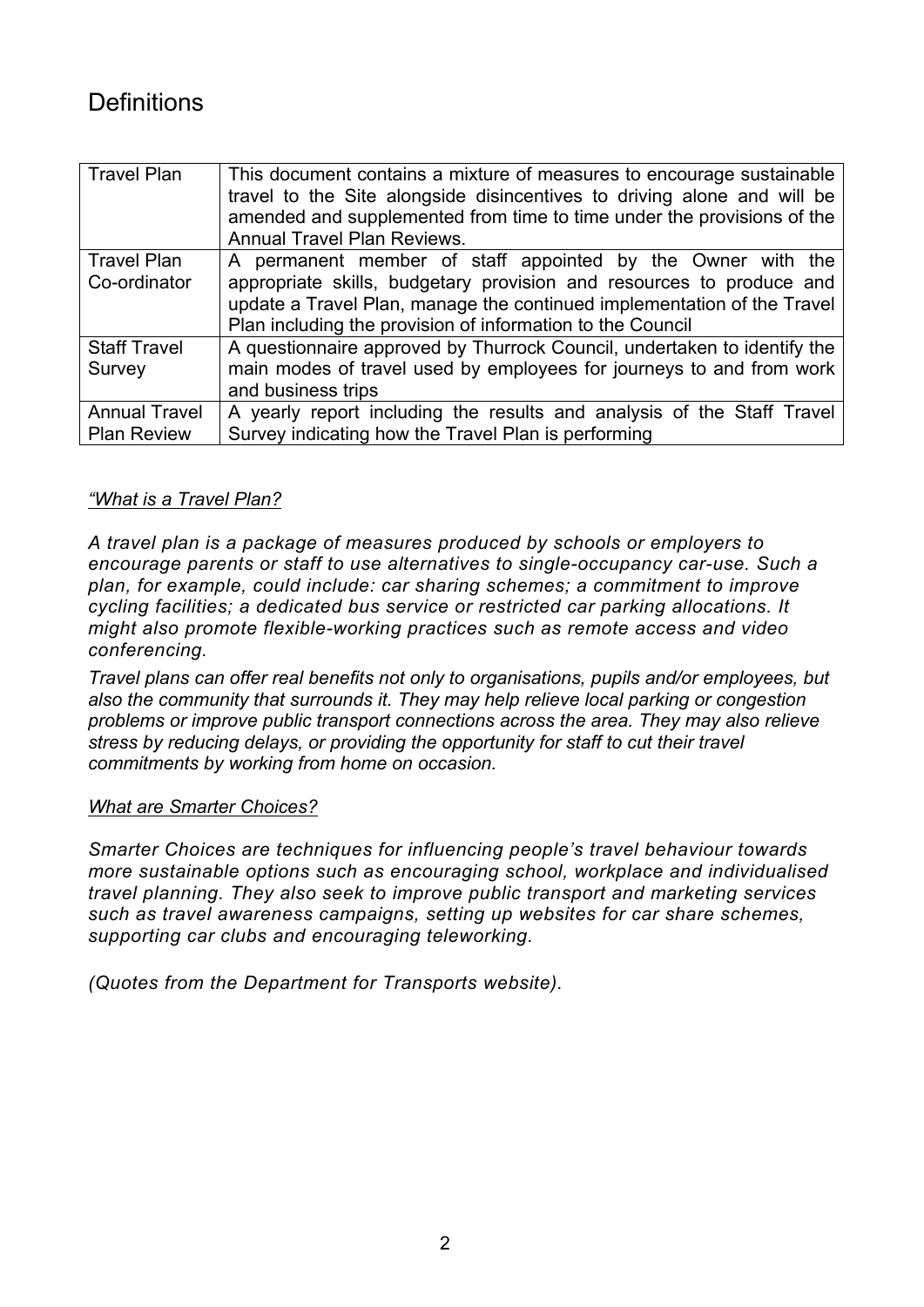# Definitions

| | |
|---|---|
| Travel Plan | This document contains a mixture of measures to encourage sustainable travel to the Site alongside disincentives to driving alone and will be amended and supplemented from time to time under the provisions of the Annual Travel Plan Reviews. |
| Travel Plan Co-ordinator | A permanent member of staff appointed by the Owner with the appropriate skills, budgetary provision and resources to produce and update a Travel Plan, manage the continued implementation of the Travel Plan including the provision of information to the Council |
| Staff Travel Survey | A questionnaire approved by Thurrock Council, undertaken to identify the main modes of travel used by employees for journeys to and from work and business trips |
| Annual Travel Plan Review | A yearly report including the results and analysis of the Staff Travel Survey indicating how the Travel Plan is performing |

*<u>"What is a Travel Plan?</u>*

*A travel plan is a package of measures produced by schools or employers to encourage parents or staff to use alternatives to single-occupancy car-use. Such a plan, for example, could include: car sharing schemes; a commitment to improve cycling facilities; a dedicated bus service or restricted car parking allocations. It might also promote flexible-working practices such as remote access and video conferencing.*

*Travel plans can offer real benefits not only to organisations, pupils and/or employees, but also the community that surrounds it. They may help relieve local parking or congestion problems or improve public transport connections across the area. They may also relieve stress by reducing delays, or providing the opportunity for staff to cut their travel commitments by working from home on occasion.*

*<u>What are Smarter Choices?</u>*

*Smarter Choices are techniques for influencing people's travel behaviour towards more sustainable options such as encouraging school, workplace and individualised travel planning. They also seek to improve public transport and marketing services such as travel awareness campaigns, setting up websites for car share schemes, supporting car clubs and encouraging teleworking.*

*(Quotes from the Department for Transports website).*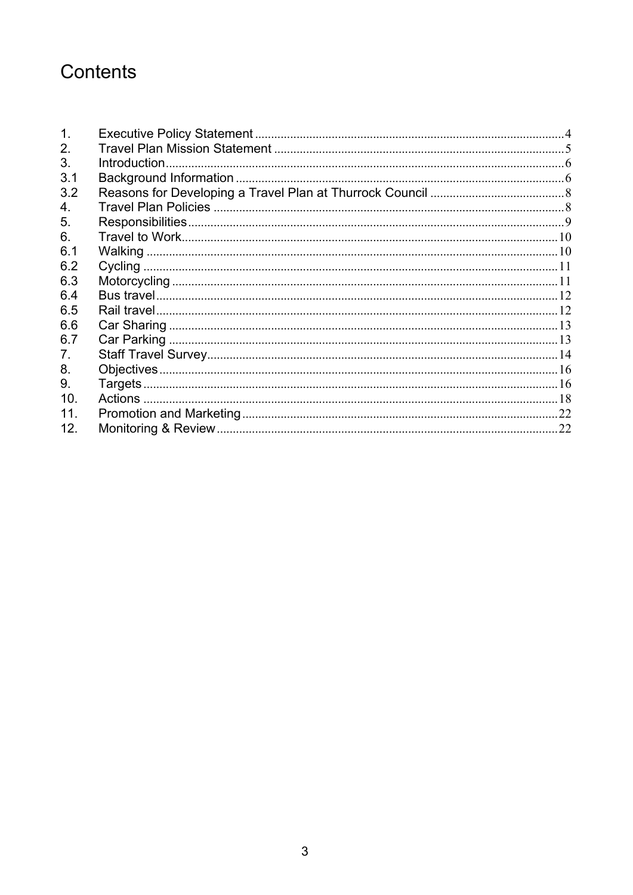# Contents

| | | |
|---|---|---|
| 1. | Executive Policy Statement | 4 |
| 2. | Travel Plan Mission Statement | 5 |
| 3. | Introduction | 6 |
| 3.1 | Background Information | 6 |
| 3.2 | Reasons for Developing a Travel Plan at Thurrock Council | 8 |
| 4. | Travel Plan Policies | 8 |
| 5. | Responsibilities | 9 |
| 6. | Travel to Work | 10 |
| 6.1 | Walking | 10 |
| 6.2 | Cycling | 11 |
| 6.3 | Motorcycling | 11 |
| 6.4 | Bus travel | 12 |
| 6.5 | Rail travel | 12 |
| 6.6 | Car Sharing | 13 |
| 6.7 | Car Parking | 13 |
| 7. | Staff Travel Survey | 14 |
| 8. | Objectives | 16 |
| 9. | Targets | 16 |
| 10. | Actions | 18 |
| 11. | Promotion and Marketing | 22 |
| 12. | Monitoring & Review | 22 |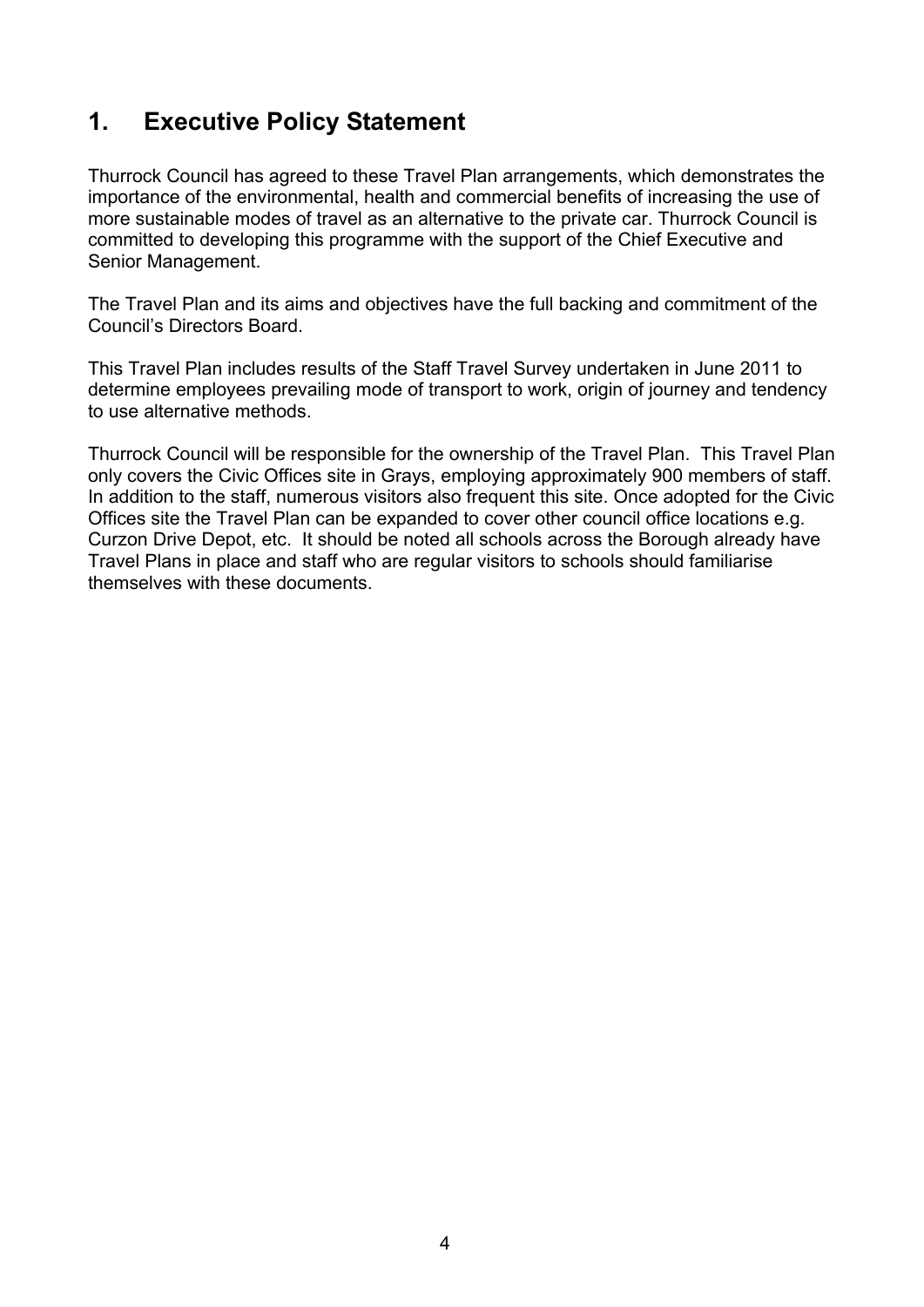# 1. Executive Policy Statement

Thurrock Council has agreed to these Travel Plan arrangements, which demonstrates the importance of the environmental, health and commercial benefits of increasing the use of more sustainable modes of travel as an alternative to the private car. Thurrock Council is committed to developing this programme with the support of the Chief Executive and Senior Management.

The Travel Plan and its aims and objectives have the full backing and commitment of the Council's Directors Board.

This Travel Plan includes results of the Staff Travel Survey undertaken in June 2011 to determine employees prevailing mode of transport to work, origin of journey and tendency to use alternative methods.

Thurrock Council will be responsible for the ownership of the Travel Plan. This Travel Plan only covers the Civic Offices site in Grays, employing approximately 900 members of staff. In addition to the staff, numerous visitors also frequent this site. Once adopted for the Civic Offices site the Travel Plan can be expanded to cover other council office locations e.g. Curzon Drive Depot, etc. It should be noted all schools across the Borough already have Travel Plans in place and staff who are regular visitors to schools should familiarise themselves with these documents.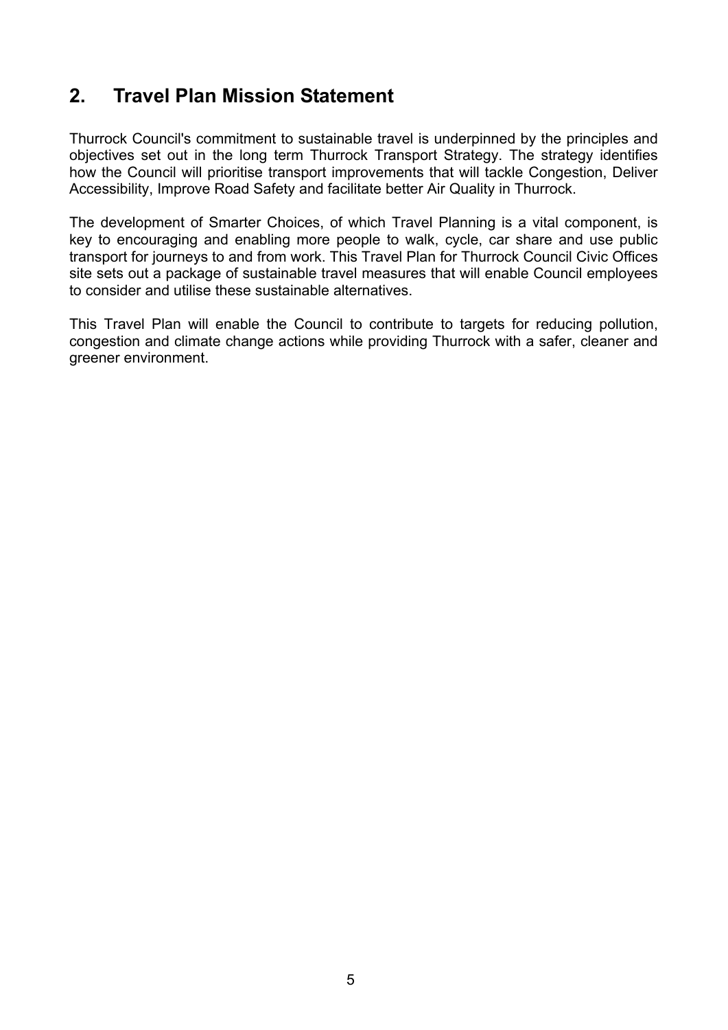## 2. Travel Plan Mission Statement

Thurrock Council's commitment to sustainable travel is underpinned by the principles and objectives set out in the long term Thurrock Transport Strategy. The strategy identifies how the Council will prioritise transport improvements that will tackle Congestion, Deliver Accessibility, Improve Road Safety and facilitate better Air Quality in Thurrock.

The development of Smarter Choices, of which Travel Planning is a vital component, is key to encouraging and enabling more people to walk, cycle, car share and use public transport for journeys to and from work. This Travel Plan for Thurrock Council Civic Offices site sets out a package of sustainable travel measures that will enable Council employees to consider and utilise these sustainable alternatives.

This Travel Plan will enable the Council to contribute to targets for reducing pollution, congestion and climate change actions while providing Thurrock with a safer, cleaner and greener environment.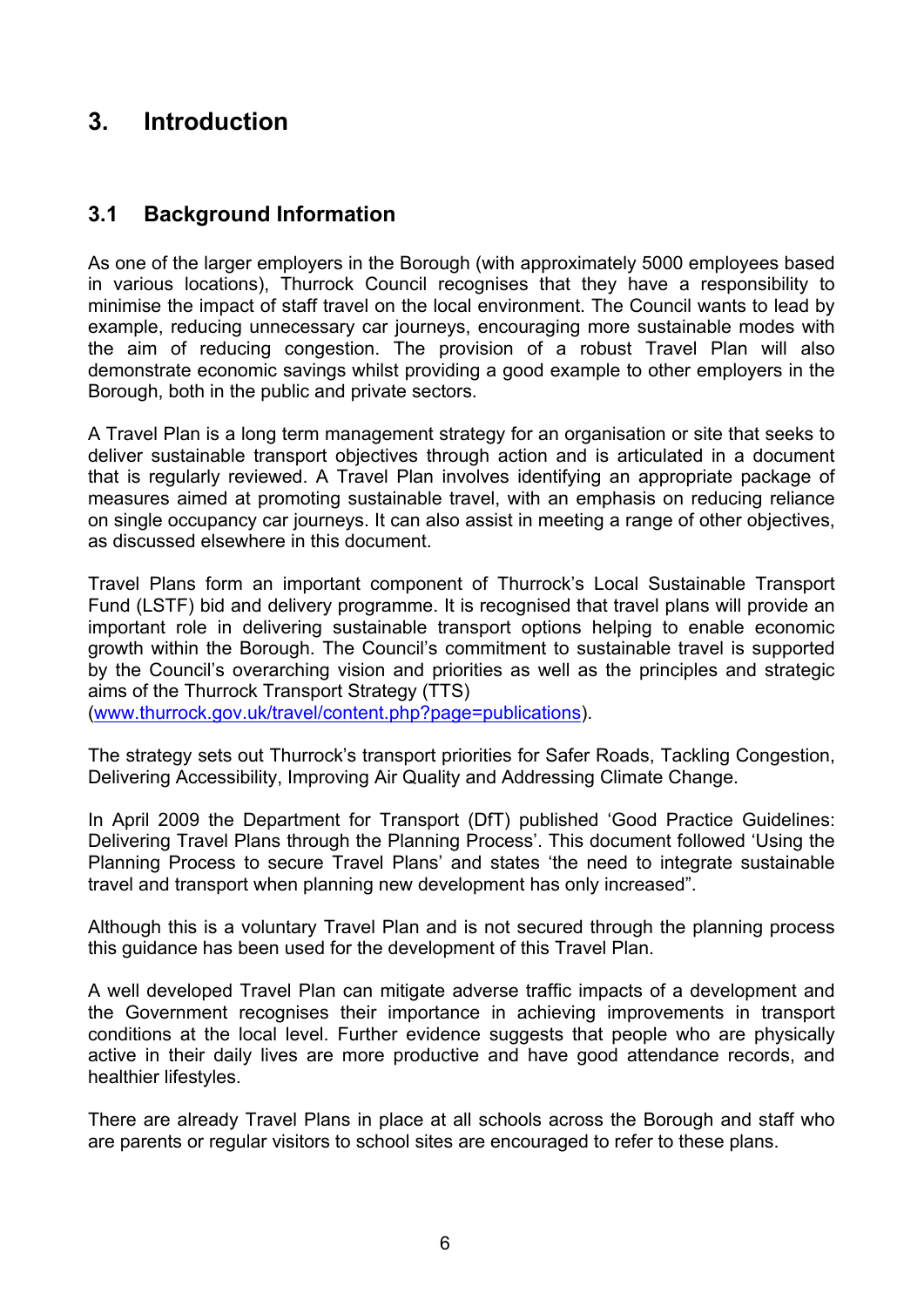# 3. Introduction

## 3.1 Background Information

As one of the larger employers in the Borough (with approximately 5000 employees based in various locations), Thurrock Council recognises that they have a responsibility to minimise the impact of staff travel on the local environment. The Council wants to lead by example, reducing unnecessary car journeys, encouraging more sustainable modes with the aim of reducing congestion. The provision of a robust Travel Plan will also demonstrate economic savings whilst providing a good example to other employers in the Borough, both in the public and private sectors.

A Travel Plan is a long term management strategy for an organisation or site that seeks to deliver sustainable transport objectives through action and is articulated in a document that is regularly reviewed. A Travel Plan involves identifying an appropriate package of measures aimed at promoting sustainable travel, with an emphasis on reducing reliance on single occupancy car journeys. It can also assist in meeting a range of other objectives, as discussed elsewhere in this document.

Travel Plans form an important component of Thurrock's Local Sustainable Transport Fund (LSTF) bid and delivery programme. It is recognised that travel plans will provide an important role in delivering sustainable transport options helping to enable economic growth within the Borough. The Council's commitment to sustainable travel is supported by the Council's overarching vision and priorities as well as the principles and strategic aims of the Thurrock Transport Strategy (TTS) (www.thurrock.gov.uk/travel/content.php?page=publications).

The strategy sets out Thurrock's transport priorities for Safer Roads, Tackling Congestion, Delivering Accessibility, Improving Air Quality and Addressing Climate Change.

In April 2009 the Department for Transport (DfT) published 'Good Practice Guidelines: Delivering Travel Plans through the Planning Process'. This document followed 'Using the Planning Process to secure Travel Plans' and states 'the need to integrate sustainable travel and transport when planning new development has only increased".

Although this is a voluntary Travel Plan and is not secured through the planning process this guidance has been used for the development of this Travel Plan.

A well developed Travel Plan can mitigate adverse traffic impacts of a development and the Government recognises their importance in achieving improvements in transport conditions at the local level. Further evidence suggests that people who are physically active in their daily lives are more productive and have good attendance records, and healthier lifestyles.

There are already Travel Plans in place at all schools across the Borough and staff who are parents or regular visitors to school sites are encouraged to refer to these plans.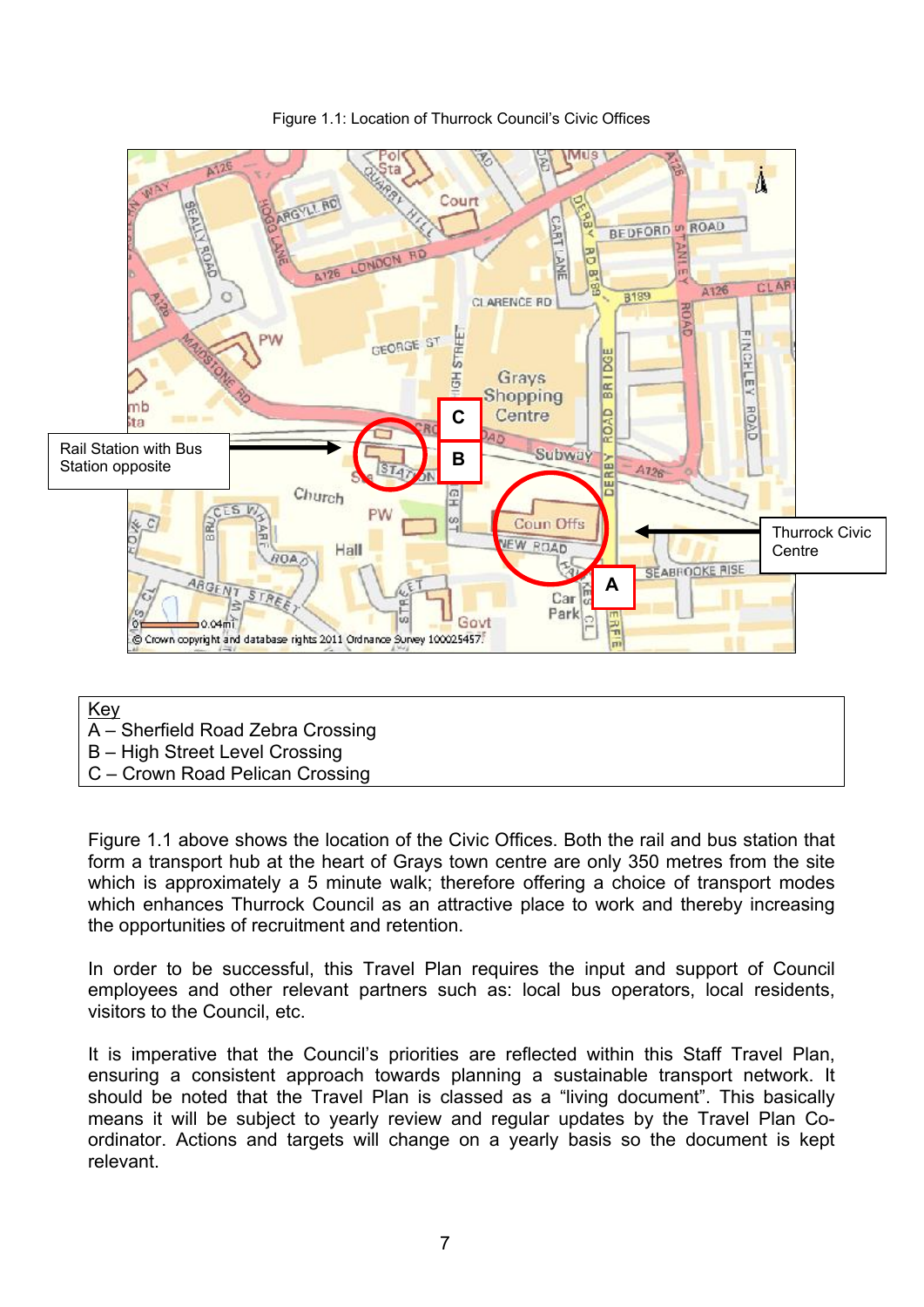Figure 1.1: Location of Thurrock Council's Civic Offices

Key
A – Sherfield Road Zebra Crossing
B – High Street Level Crossing
C – Crown Road Pelican Crossing

Figure 1.1 above shows the location of the Civic Offices. Both the rail and bus station that form a transport hub at the heart of Grays town centre are only 350 metres from the site which is approximately a 5 minute walk; therefore offering a choice of transport modes which enhances Thurrock Council as an attractive place to work and thereby increasing the opportunities of recruitment and retention.

In order to be successful, this Travel Plan requires the input and support of Council employees and other relevant partners such as: local bus operators, local residents, visitors to the Council, etc.

It is imperative that the Council's priorities are reflected within this Staff Travel Plan, ensuring a consistent approach towards planning a sustainable transport network. It should be noted that the Travel Plan is classed as a "living document". This basically means it will be subject to yearly review and regular updates by the Travel Plan Co-ordinator. Actions and targets will change on a yearly basis so the document is kept relevant.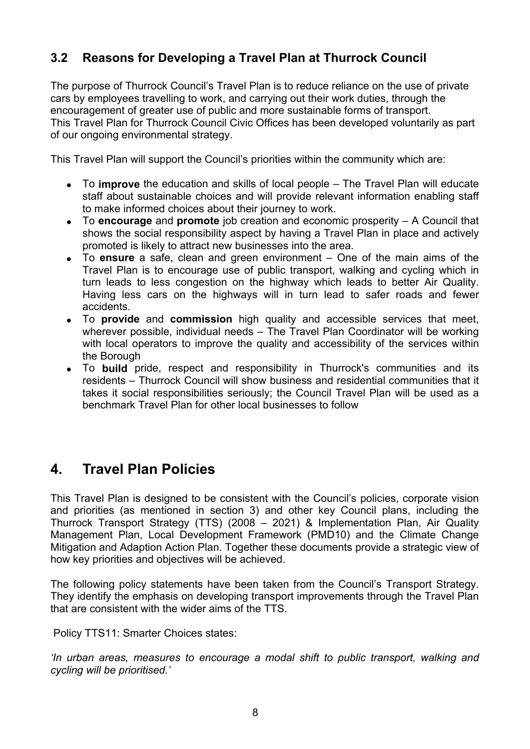### 3.2 Reasons for Developing a Travel Plan at Thurrock Council

The purpose of Thurrock Council's Travel Plan is to reduce reliance on the use of private cars by employees travelling to work, and carrying out their work duties, through the encouragement of greater use of public and more sustainable forms of transport. This Travel Plan for Thurrock Council Civic Offices has been developed voluntarily as part of our ongoing environmental strategy.

This Travel Plan will support the Council's priorities within the community which are:

- To **improve** the education and skills of local people – The Travel Plan will educate staff about sustainable choices and will provide relevant information enabling staff to make informed choices about their journey to work.
- To **encourage** and **promote** job creation and economic prosperity – A Council that shows the social responsibility aspect by having a Travel Plan in place and actively promoted is likely to attract new businesses into the area.
- To **ensure** a safe, clean and green environment – One of the main aims of the Travel Plan is to encourage use of public transport, walking and cycling which in turn leads to less congestion on the highway which leads to better Air Quality. Having less cars on the highways will in turn lead to safer roads and fewer accidents.
- To **provide** and **commission** high quality and accessible services that meet, wherever possible, individual needs – The Travel Plan Coordinator will be working with local operators to improve the quality and accessibility of the services within the Borough
- To **build** pride, respect and responsibility in Thurrock's communities and its residents – Thurrock Council will show business and residential communities that it takes it social responsibilities seriously; the Council Travel Plan will be used as a benchmark Travel Plan for other local businesses to follow

## 4. Travel Plan Policies

This Travel Plan is designed to be consistent with the Council's policies, corporate vision and priorities (as mentioned in section 3) and other key Council plans, including the Thurrock Transport Strategy (TTS) (2008 – 2021) & Implementation Plan, Air Quality Management Plan, Local Development Framework (PMD10) and the Climate Change Mitigation and Adaption Action Plan. Together these documents provide a strategic view of how key priorities and objectives will be achieved.

The following policy statements have been taken from the Council's Transport Strategy. They identify the emphasis on developing transport improvements through the Travel Plan that are consistent with the wider aims of the TTS.

Policy TTS11: Smarter Choices states:

*'In urban areas, measures to encourage a modal shift to public transport, walking and cycling will be prioritised.'*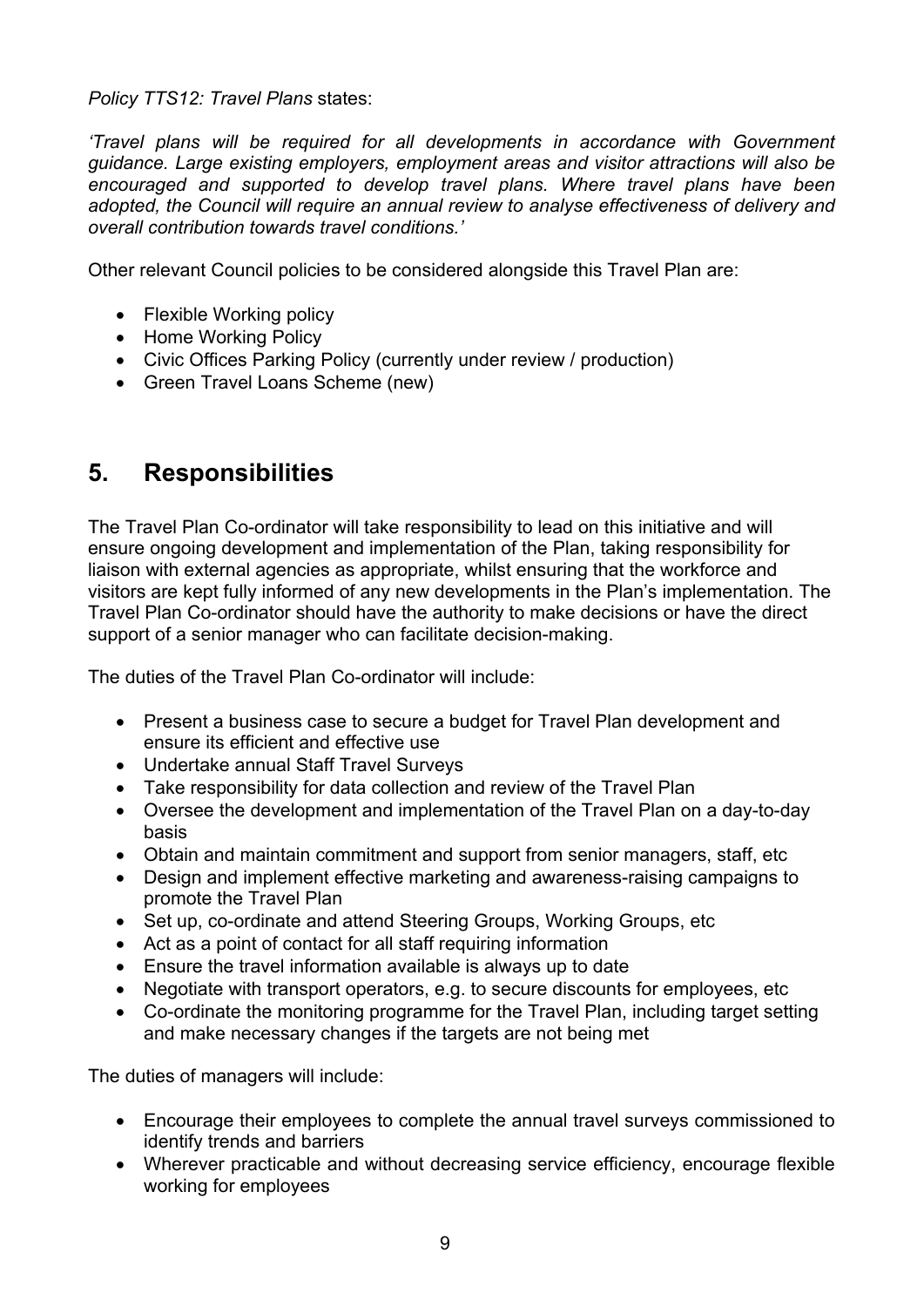*Policy TTS12: Travel Plans* states:

*'Travel plans will be required for all developments in accordance with Government guidance. Large existing employers, employment areas and visitor attractions will also be encouraged and supported to develop travel plans. Where travel plans have been adopted, the Council will require an annual review to analyse effectiveness of delivery and overall contribution towards travel conditions.'*

Other relevant Council policies to be considered alongside this Travel Plan are:

- Flexible Working policy
- Home Working Policy
- Civic Offices Parking Policy (currently under review / production)
- Green Travel Loans Scheme (new)

## 5. Responsibilities

The Travel Plan Co-ordinator will take responsibility to lead on this initiative and will ensure ongoing development and implementation of the Plan, taking responsibility for liaison with external agencies as appropriate, whilst ensuring that the workforce and visitors are kept fully informed of any new developments in the Plan's implementation. The Travel Plan Co-ordinator should have the authority to make decisions or have the direct support of a senior manager who can facilitate decision-making.

The duties of the Travel Plan Co-ordinator will include:

- Present a business case to secure a budget for Travel Plan development and ensure its efficient and effective use
- Undertake annual Staff Travel Surveys
- Take responsibility for data collection and review of the Travel Plan
- Oversee the development and implementation of the Travel Plan on a day-to-day basis
- Obtain and maintain commitment and support from senior managers, staff, etc
- Design and implement effective marketing and awareness-raising campaigns to promote the Travel Plan
- Set up, co-ordinate and attend Steering Groups, Working Groups, etc
- Act as a point of contact for all staff requiring information
- Ensure the travel information available is always up to date
- Negotiate with transport operators, e.g. to secure discounts for employees, etc
- Co-ordinate the monitoring programme for the Travel Plan, including target setting and make necessary changes if the targets are not being met

The duties of managers will include:

- Encourage their employees to complete the annual travel surveys commissioned to identify trends and barriers
- Wherever practicable and without decreasing service efficiency, encourage flexible working for employees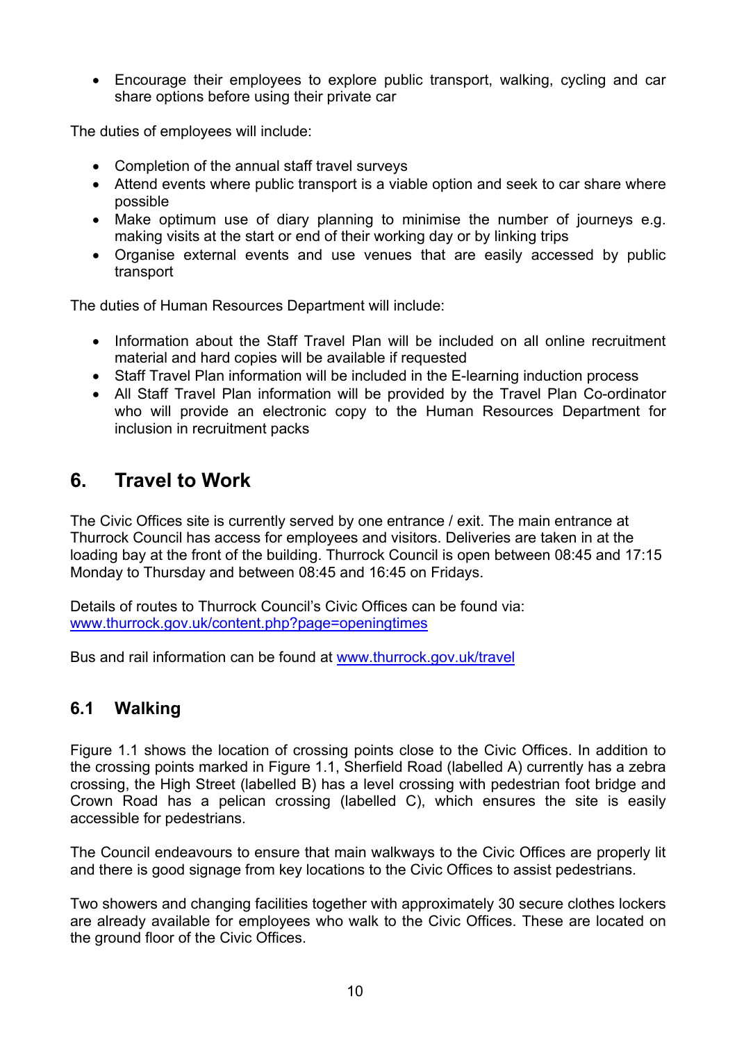- Encourage their employees to explore public transport, walking, cycling and car share options before using their private car

The duties of employees will include:

- Completion of the annual staff travel surveys
- Attend events where public transport is a viable option and seek to car share where possible
- Make optimum use of diary planning to minimise the number of journeys e.g. making visits at the start or end of their working day or by linking trips
- Organise external events and use venues that are easily accessed by public transport

The duties of Human Resources Department will include:

- Information about the Staff Travel Plan will be included on all online recruitment material and hard copies will be available if requested
- Staff Travel Plan information will be included in the E-learning induction process
- All Staff Travel Plan information will be provided by the Travel Plan Co-ordinator who will provide an electronic copy to the Human Resources Department for inclusion in recruitment packs

# 6. Travel to Work

The Civic Offices site is currently served by one entrance / exit. The main entrance at Thurrock Council has access for employees and visitors. Deliveries are taken in at the loading bay at the front of the building. Thurrock Council is open between 08:45 and 17:15 Monday to Thursday and between 08:45 and 16:45 on Fridays.

Details of routes to Thurrock Council's Civic Offices can be found via: www.thurrock.gov.uk/content.php?page=openingtimes

Bus and rail information can be found at www.thurrock.gov.uk/travel

## 6.1 Walking

Figure 1.1 shows the location of crossing points close to the Civic Offices. In addition to the crossing points marked in Figure 1.1, Sherfield Road (labelled A) currently has a zebra crossing, the High Street (labelled B) has a level crossing with pedestrian foot bridge and Crown Road has a pelican crossing (labelled C), which ensures the site is easily accessible for pedestrians.

The Council endeavours to ensure that main walkways to the Civic Offices are properly lit and there is good signage from key locations to the Civic Offices to assist pedestrians.

Two showers and changing facilities together with approximately 30 secure clothes lockers are already available for employees who walk to the Civic Offices. These are located on the ground floor of the Civic Offices.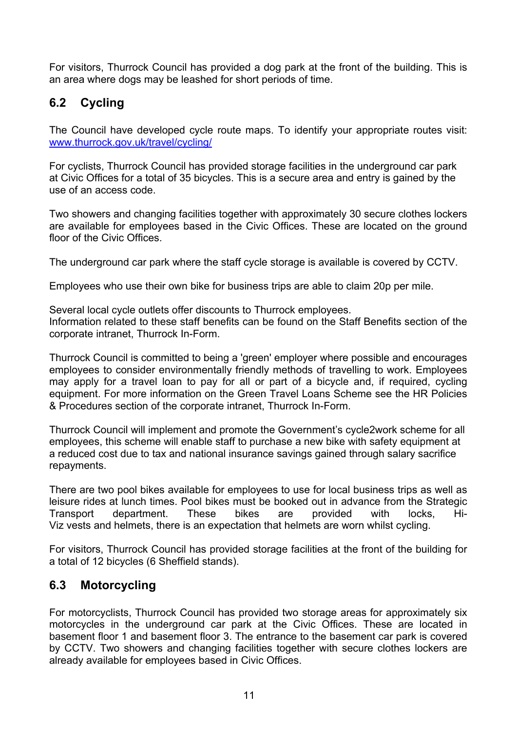For visitors, Thurrock Council has provided a dog park at the front of the building. This is an area where dogs may be leashed for short periods of time.

## 6.2 Cycling

The Council have developed cycle route maps. To identify your appropriate routes visit: [www.thurrock.gov.uk/travel/cycling/](www.thurrock.gov.uk/travel/cycling/)

For cyclists, Thurrock Council has provided storage facilities in the underground car park at Civic Offices for a total of 35 bicycles. This is a secure area and entry is gained by the use of an access code.

Two showers and changing facilities together with approximately 30 secure clothes lockers are available for employees based in the Civic Offices. These are located on the ground floor of the Civic Offices.

The underground car park where the staff cycle storage is available is covered by CCTV.

Employees who use their own bike for business trips are able to claim 20p per mile.

Several local cycle outlets offer discounts to Thurrock employees.
Information related to these staff benefits can be found on the Staff Benefits section of the corporate intranet, Thurrock In-Form.

Thurrock Council is committed to being a 'green' employer where possible and encourages employees to consider environmentally friendly methods of travelling to work. Employees may apply for a travel loan to pay for all or part of a bicycle and, if required, cycling equipment. For more information on the Green Travel Loans Scheme see the HR Policies & Procedures section of the corporate intranet, Thurrock In-Form.

Thurrock Council will implement and promote the Government's cycle2work scheme for all employees, this scheme will enable staff to purchase a new bike with safety equipment at a reduced cost due to tax and national insurance savings gained through salary sacrifice repayments.

There are two pool bikes available for employees to use for local business trips as well as leisure rides at lunch times. Pool bikes must be booked out in advance from the Strategic Transport department. These bikes are provided with locks, Hi-Viz vests and helmets, there is an expectation that helmets are worn whilst cycling.

For visitors, Thurrock Council has provided storage facilities at the front of the building for a total of 12 bicycles (6 Sheffield stands).

## 6.3 Motorcycling

For motorcyclists, Thurrock Council has provided two storage areas for approximately six motorcycles in the underground car park at the Civic Offices. These are located in basement floor 1 and basement floor 3. The entrance to the basement car park is covered by CCTV. Two showers and changing facilities together with secure clothes lockers are already available for employees based in Civic Offices.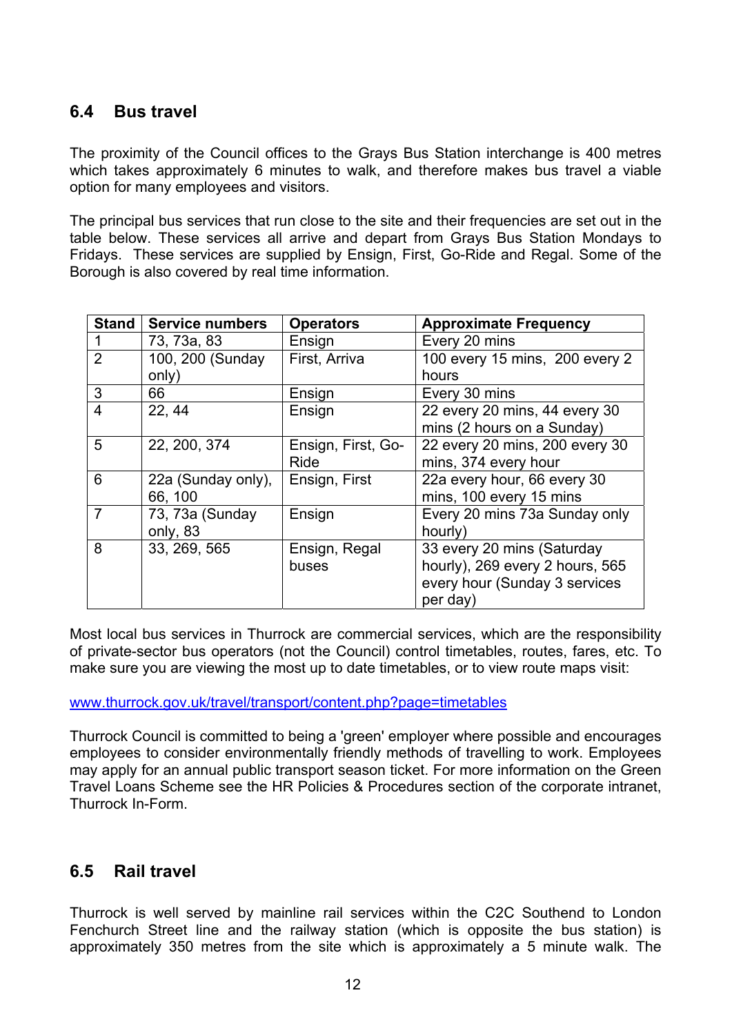## 6.4 Bus travel

The proximity of the Council offices to the Grays Bus Station interchange is 400 metres which takes approximately 6 minutes to walk, and therefore makes bus travel a viable option for many employees and visitors.

The principal bus services that run close to the site and their frequencies are set out in the table below. These services all arrive and depart from Grays Bus Station Mondays to Fridays. These services are supplied by Ensign, First, Go-Ride and Regal. Some of the Borough is also covered by real time information.

| Stand | Service numbers | Operators | Approximate Frequency |
|---|---|---|---|
| 1 | 73, 73a, 83 | Ensign | Every 20 mins |
| 2 | 100, 200 (Sunday only) | First, Arriva | 100 every 15 mins, 200 every 2 hours |
| 3 | 66 | Ensign | Every 30 mins |
| 4 | 22, 44 | Ensign | 22 every 20 mins, 44 every 30 mins (2 hours on a Sunday) |
| 5 | 22, 200, 374 | Ensign, First, Go-Ride | 22 every 20 mins, 200 every 30 mins, 374 every hour |
| 6 | 22a (Sunday only), 66, 100 | Ensign, First | 22a every hour, 66 every 30 mins, 100 every 15 mins |
| 7 | 73, 73a (Sunday only, 83 | Ensign | Every 20 mins 73a Sunday only hourly) |
| 8 | 33, 269, 565 | Ensign, Regal buses | 33 every 20 mins (Saturday hourly), 269 every 2 hours, 565 every hour (Sunday 3 services per day) |

Most local bus services in Thurrock are commercial services, which are the responsibility of private-sector bus operators (not the Council) control timetables, routes, fares, etc. To make sure you are viewing the most up to date timetables, or to view route maps visit:

www.thurrock.gov.uk/travel/transport/content.php?page=timetables

Thurrock Council is committed to being a 'green' employer where possible and encourages employees to consider environmentally friendly methods of travelling to work. Employees may apply for an annual public transport season ticket. For more information on the Green Travel Loans Scheme see the HR Policies & Procedures section of the corporate intranet, Thurrock In-Form.

## 6.5 Rail travel

Thurrock is well served by mainline rail services within the C2C Southend to London Fenchurch Street line and the railway station (which is opposite the bus station) is approximately 350 metres from the site which is approximately a 5 minute walk. The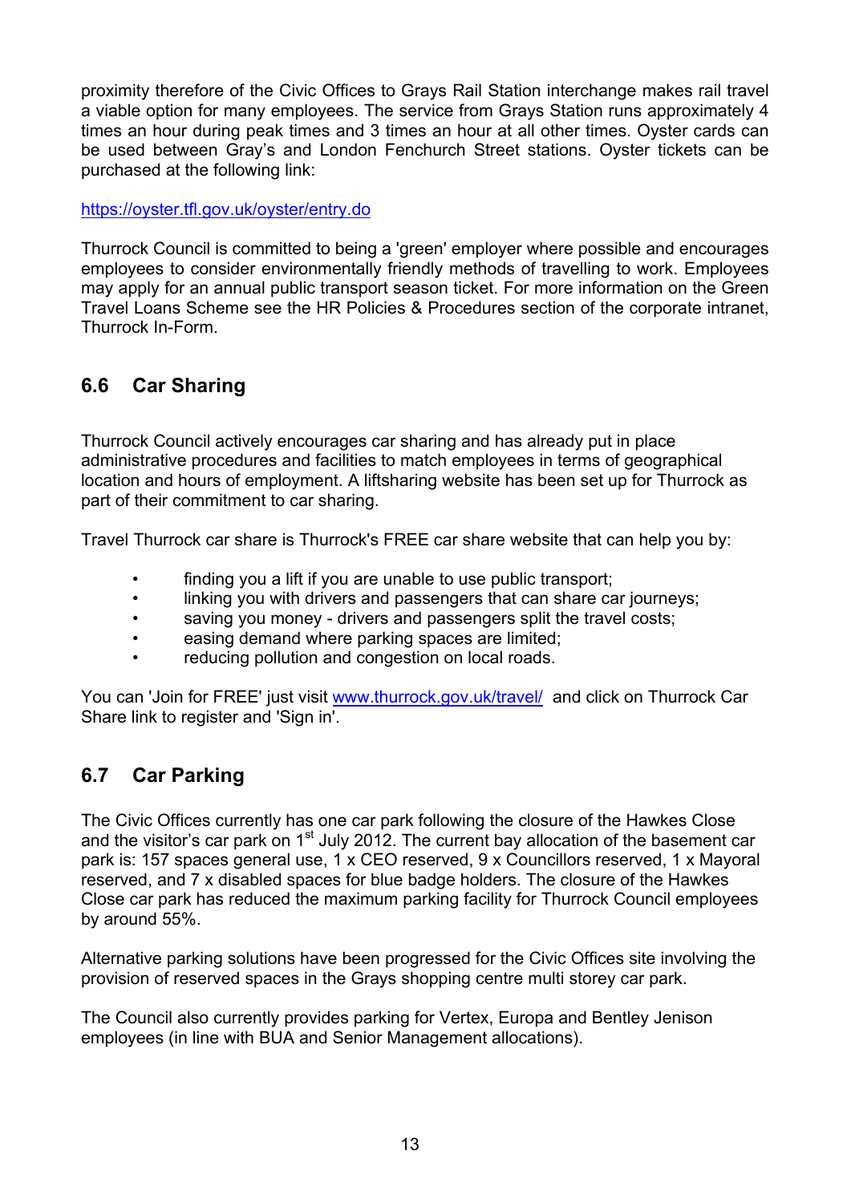proximity therefore of the Civic Offices to Grays Rail Station interchange makes rail travel a viable option for many employees. The service from Grays Station runs approximately 4 times an hour during peak times and 3 times an hour at all other times. Oyster cards can be used between Gray's and London Fenchurch Street stations. Oyster tickets can be purchased at the following link:

https://oyster.tfl.gov.uk/oyster/entry.do

Thurrock Council is committed to being a 'green' employer where possible and encourages employees to consider environmentally friendly methods of travelling to work. Employees may apply for an annual public transport season ticket. For more information on the Green Travel Loans Scheme see the HR Policies & Procedures section of the corporate intranet, Thurrock In-Form.

## 6.6 Car Sharing

Thurrock Council actively encourages car sharing and has already put in place administrative procedures and facilities to match employees in terms of geographical location and hours of employment. A liftsharing website has been set up for Thurrock as part of their commitment to car sharing.

Travel Thurrock car share is Thurrock's FREE car share website that can help you by:

- finding you a lift if you are unable to use public transport;
- linking you with drivers and passengers that can share car journeys;
- saving you money - drivers and passengers split the travel costs;
- easing demand where parking spaces are limited;
- reducing pollution and congestion on local roads.

You can 'Join for FREE' just visit www.thurrock.gov.uk/travel/ and click on Thurrock Car Share link to register and 'Sign in'.

## 6.7 Car Parking

The Civic Offices currently has one car park following the closure of the Hawkes Close and the visitor's car park on 1st July 2012. The current bay allocation of the basement car park is: 157 spaces general use, 1 x CEO reserved, 9 x Councillors reserved, 1 x Mayoral reserved, and 7 x disabled spaces for blue badge holders. The closure of the Hawkes Close car park has reduced the maximum parking facility for Thurrock Council employees by around 55%.

Alternative parking solutions have been progressed for the Civic Offices site involving the provision of reserved spaces in the Grays shopping centre multi storey car park.

The Council also currently provides parking for Vertex, Europa and Bentley Jenison employees (in line with BUA and Senior Management allocations).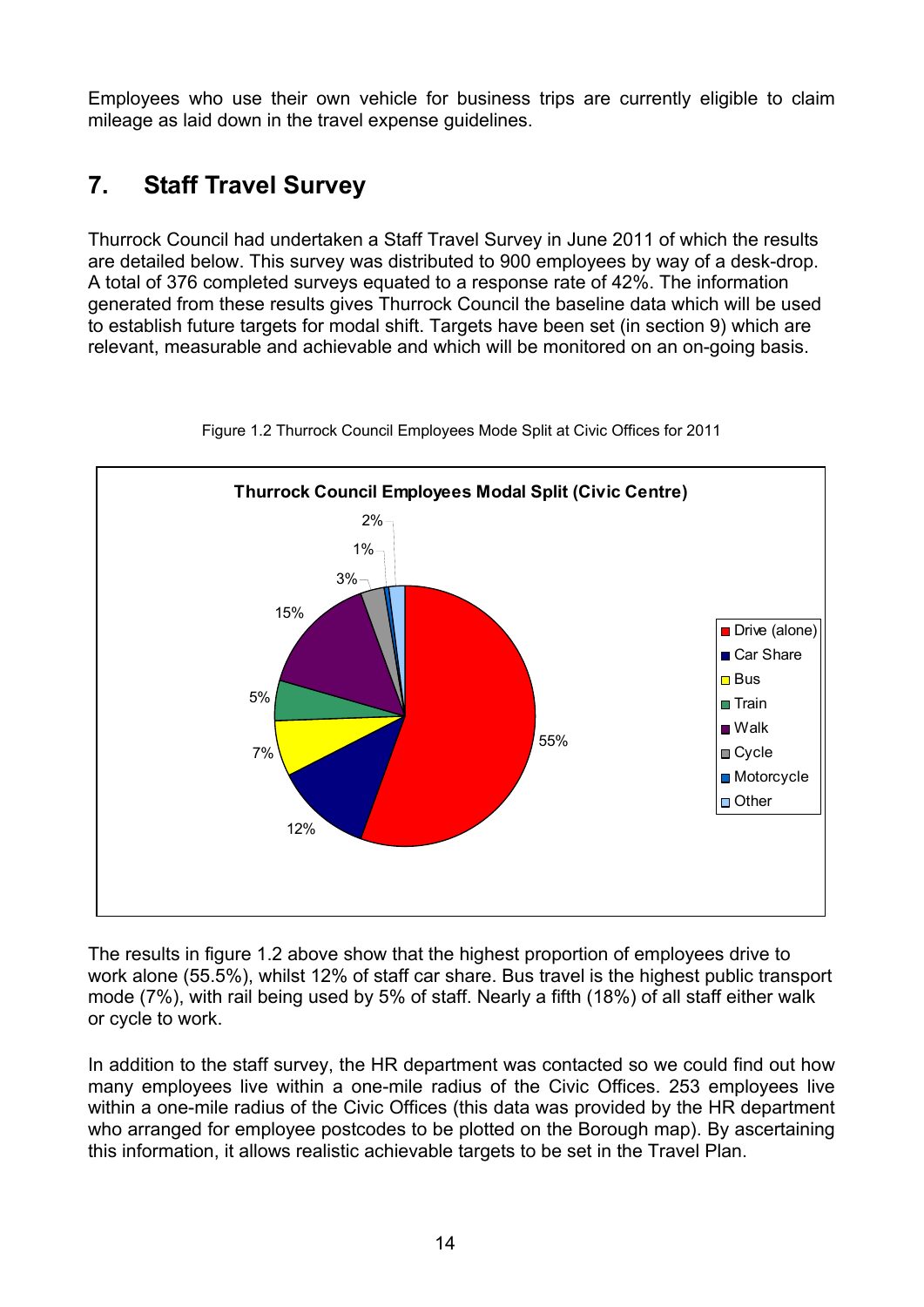Employees who use their own vehicle for business trips are currently eligible to claim mileage as laid down in the travel expense guidelines.

## 7. Staff Travel Survey

Thurrock Council had undertaken a Staff Travel Survey in June 2011 of which the results are detailed below. This survey was distributed to 900 employees by way of a desk-drop. A total of 376 completed surveys equated to a response rate of 42%. The information generated from these results gives Thurrock Council the baseline data which will be used to establish future targets for modal shift. Targets have been set (in section 9) which are relevant, measurable and achievable and which will be monitored on an on-going basis.

Figure 1.2 Thurrock Council Employees Mode Split at Civic Offices for 2011

**Thurrock Council Employees Modal Split (Civic Centre)**

| Mode | Share |
|---|---|
| Drive (alone) | 55% |
| Car Share | 12% |
| Bus | 7% |
| Train | 5% |
| Walk | 15% |
| Cycle | 3% |
| Motorcycle | 1% |
| Other | 2% |

The results in figure 1.2 above show that the highest proportion of employees drive to work alone (55.5%), whilst 12% of staff car share. Bus travel is the highest public transport mode (7%), with rail being used by 5% of staff. Nearly a fifth (18%) of all staff either walk or cycle to work.

In addition to the staff survey, the HR department was contacted so we could find out how many employees live within a one-mile radius of the Civic Offices. 253 employees live within a one-mile radius of the Civic Offices (this data was provided by the HR department who arranged for employee postcodes to be plotted on the Borough map). By ascertaining this information, it allows realistic achievable targets to be set in the Travel Plan.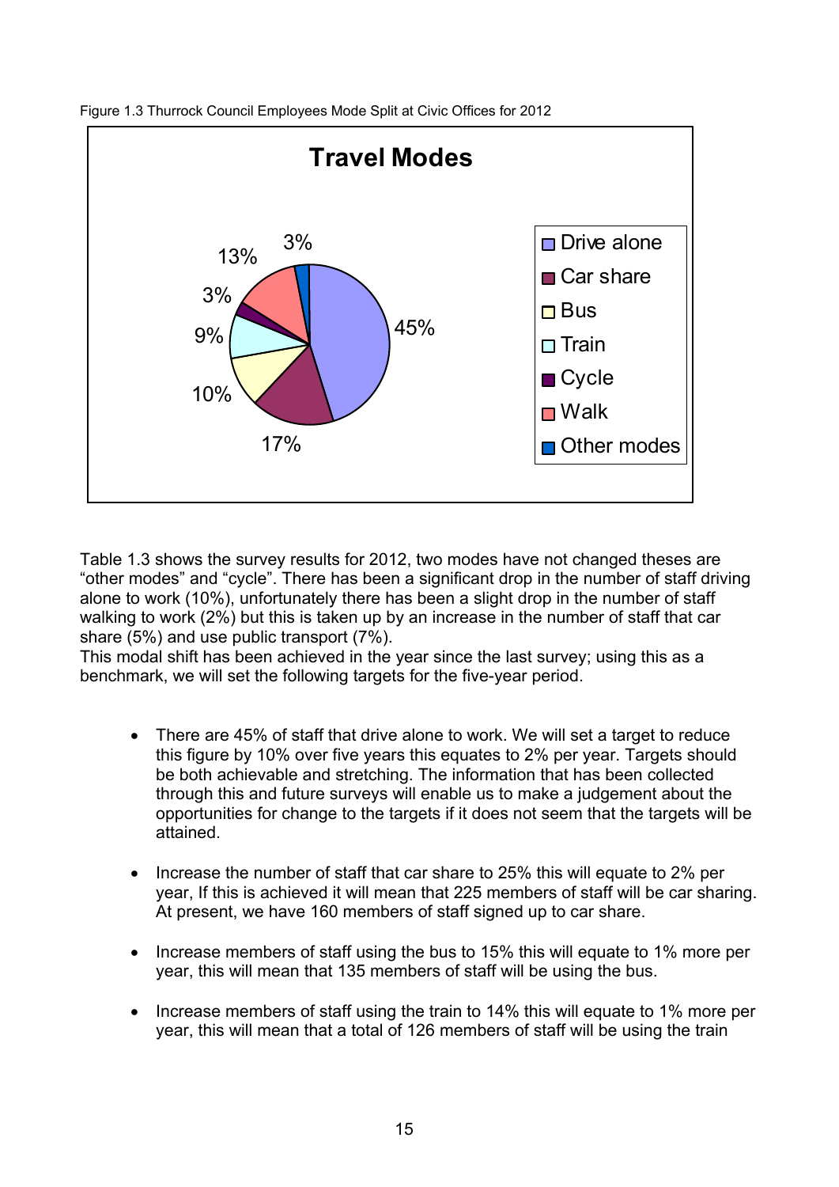Figure 1.3 Thurrock Council Employees Mode Split at Civic Offices for 2012

Table 1.3 shows the survey results for 2012, two modes have not changed theses are "other modes" and "cycle". There has been a significant drop in the number of staff driving alone to work (10%), unfortunately there has been a slight drop in the number of staff walking to work (2%) but this is taken up by an increase in the number of staff that car share (5%) and use public transport (7%).
This modal shift has been achieved in the year since the last survey; using this as a benchmark, we will set the following targets for the five-year period.

- There are 45% of staff that drive alone to work. We will set a target to reduce this figure by 10% over five years this equates to 2% per year. Targets should be both achievable and stretching. The information that has been collected through this and future surveys will enable us to make a judgement about the opportunities for change to the targets if it does not seem that the targets will be attained.

- Increase the number of staff that car share to 25% this will equate to 2% per year, If this is achieved it will mean that 225 members of staff will be car sharing. At present, we have 160 members of staff signed up to car share.

- Increase members of staff using the bus to 15% this will equate to 1% more per year, this will mean that 135 members of staff will be using the bus.

- Increase members of staff using the train to 14% this will equate to 1% more per year, this will mean that a total of 126 members of staff will be using the train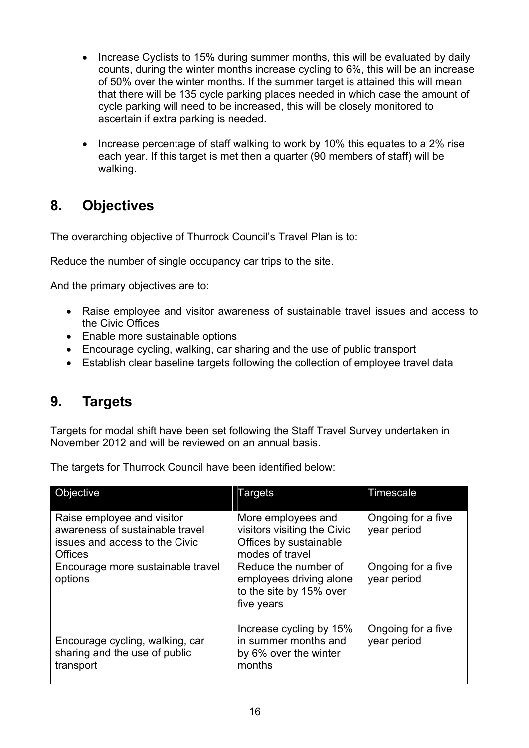- Increase Cyclists to 15% during summer months, this will be evaluated by daily counts, during the winter months increase cycling to 6%, this will be an increase of 50% over the winter months. If the summer target is attained this will mean that there will be 135 cycle parking places needed in which case the amount of cycle parking will need to be increased, this will be closely monitored to ascertain if extra parking is needed.

- Increase percentage of staff walking to work by 10% this equates to a 2% rise each year. If this target is met then a quarter (90 members of staff) will be walking.

## 8. Objectives

The overarching objective of Thurrock Council's Travel Plan is to:

Reduce the number of single occupancy car trips to the site.

And the primary objectives are to:

- Raise employee and visitor awareness of sustainable travel issues and access to the Civic Offices
- Enable more sustainable options
- Encourage cycling, walking, car sharing and the use of public transport
- Establish clear baseline targets following the collection of employee travel data

## 9. Targets

Targets for modal shift have been set following the Staff Travel Survey undertaken in November 2012 and will be reviewed on an annual basis.

The targets for Thurrock Council have been identified below:

| Objective | Targets | Timescale |
|---|---|---|
| Raise employee and visitor awareness of sustainable travel issues and access to the Civic Offices | More employees and visitors visiting the Civic Offices by sustainable modes of travel | Ongoing for a five year period |
| Encourage more sustainable travel options | Reduce the number of employees driving alone to the site by 15% over five years | Ongoing for a five year period |
| Encourage cycling, walking, car sharing and the use of public transport | Increase cycling by 15% in summer months and by 6% over the winter months | Ongoing for a five year period |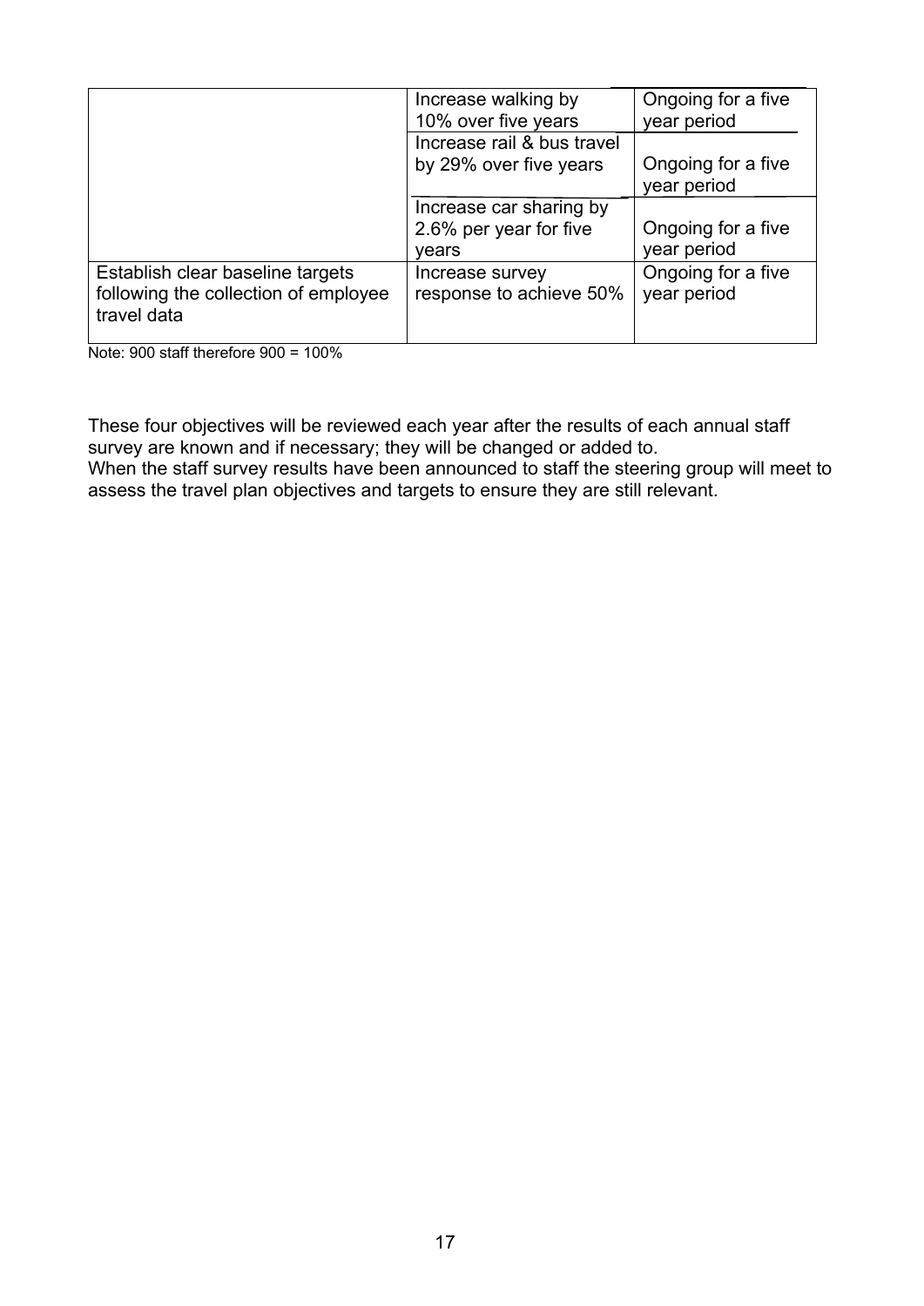| | | |
|---|---|---|
| | Increase walking by 10% over five years | Ongoing for a five year period |
| | Increase rail & bus travel by 29% over five years | Ongoing for a five year period |
| | Increase car sharing by 2.6% per year for five years | Ongoing for a five year period |
| Establish clear baseline targets following the collection of employee travel data | Increase survey response to achieve 50% | Ongoing for a five year period |

Note: 900 staff therefore 900 = 100%

These four objectives will be reviewed each year after the results of each annual staff survey are known and if necessary; they will be changed or added to.
When the staff survey results have been announced to staff the steering group will meet to assess the travel plan objectives and targets to ensure they are still relevant.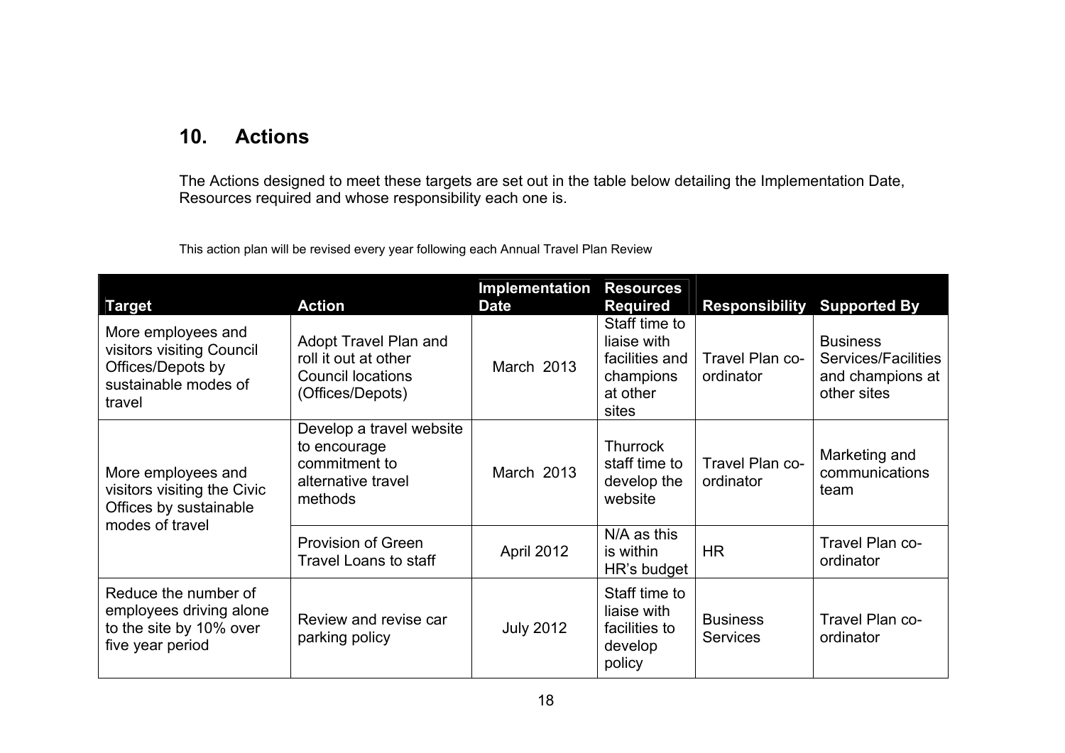## 10. Actions

The Actions designed to meet these targets are set out in the table below detailing the Implementation Date, Resources required and whose responsibility each one is.

This action plan will be revised every year following each Annual Travel Plan Review

| Target | Action | Implementation Date | Resources Required | Responsibility | Supported By |
|---|---|---|---|---|---|
| More employees and visitors visiting Council Offices/Depots by sustainable modes of travel | Adopt Travel Plan and roll it out at other Council locations (Offices/Depots) | March 2013 | Staff time to liaise with facilities and champions at other sites | Travel Plan co-ordinator | Business Services/Facilities and champions at other sites |
| More employees and visitors visiting the Civic Offices by sustainable modes of travel | Develop a travel website to encourage commitment to alternative travel methods | March 2013 | Thurrock staff time to develop the website | Travel Plan co-ordinator | Marketing and communications team |
| | Provision of Green Travel Loans to staff | April 2012 | N/A as this is within HR's budget | HR | Travel Plan co-ordinator |
| Reduce the number of employees driving alone to the site by 10% over five year period | Review and revise car parking policy | July 2012 | Staff time to liaise with facilities to develop policy | Business Services | Travel Plan co-ordinator |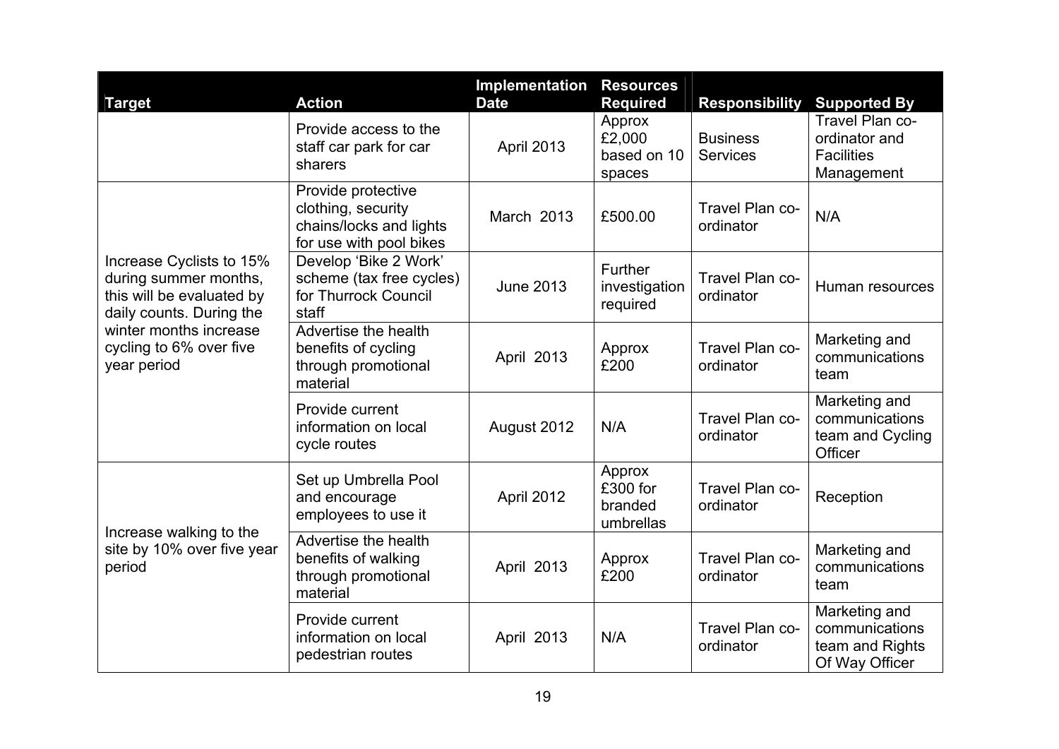| Target | Action | Implementation Date | Resources Required | Responsibility | Supported By |
| --- | --- | --- | --- | --- | --- |
| | Provide access to the staff car park for car sharers | April 2013 | Approx £2,000 based on 10 spaces | Business Services | Travel Plan co-ordinator and Facilities Management |
| Increase Cyclists to 15% during summer months, this will be evaluated by daily counts. During the winter months increase cycling to 6% over five year period | Provide protective clothing, security chains/locks and lights for use with pool bikes | March 2013 | £500.00 | Travel Plan co-ordinator | N/A |
| | Develop 'Bike 2 Work' scheme (tax free cycles) for Thurrock Council staff | June 2013 | Further investigation required | Travel Plan co-ordinator | Human resources |
| | Advertise the health benefits of cycling through promotional material | April 2013 | Approx £200 | Travel Plan co-ordinator | Marketing and communications team |
| | Provide current information on local cycle routes | August 2012 | N/A | Travel Plan co-ordinator | Marketing and communications team and Cycling Officer |
| Increase walking to the site by 10% over five year period | Set up Umbrella Pool and encourage employees to use it | April 2012 | Approx £300 for branded umbrellas | Travel Plan co-ordinator | Reception |
| | Advertise the health benefits of walking through promotional material | April 2013 | Approx £200 | Travel Plan co-ordinator | Marketing and communications team |
| | Provide current information on local pedestrian routes | April 2013 | N/A | Travel Plan co-ordinator | Marketing and communications team and Rights Of Way Officer |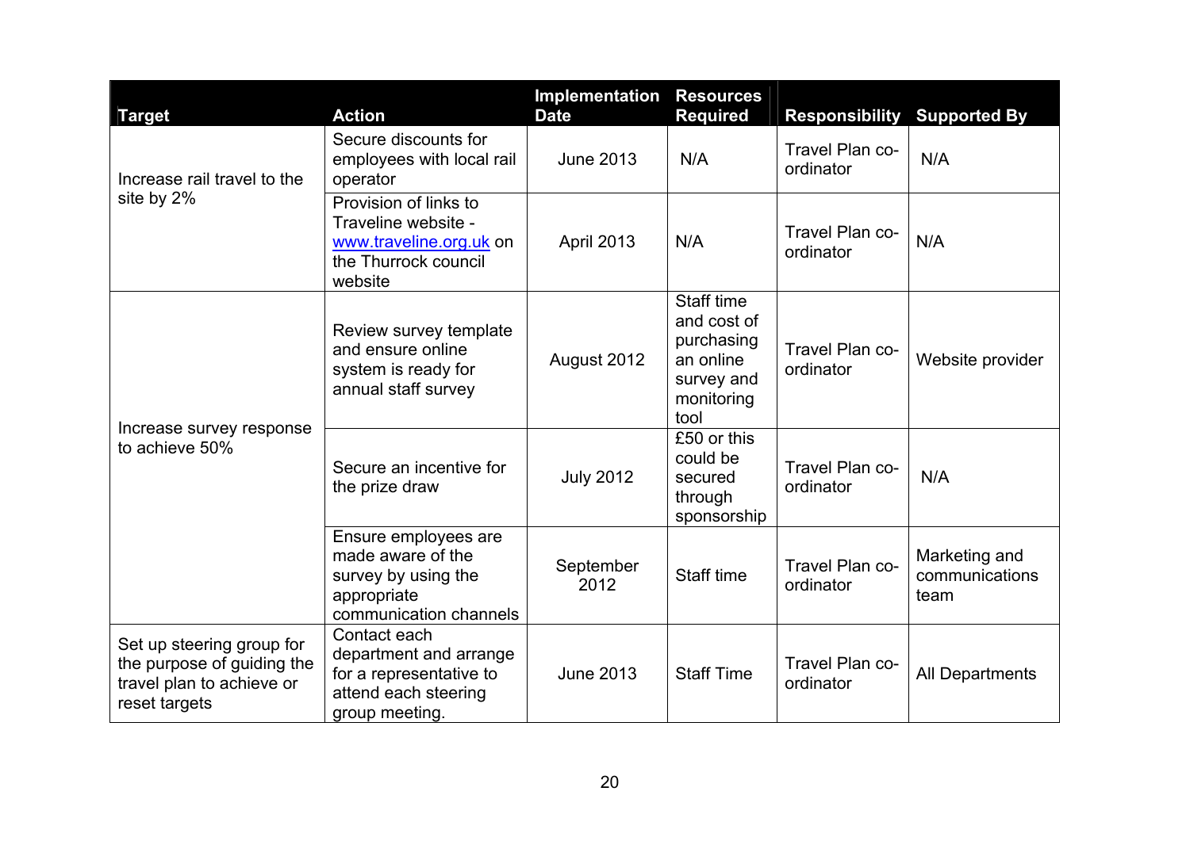| Target | Action | Implementation Date | Resources Required | Responsibility | Supported By |
|---|---|---|---|---|---|
| Increase rail travel to the site by 2% | Secure discounts for employees with local rail operator | June 2013 | N/A | Travel Plan co-ordinator | N/A |
| | Provision of links to Traveline website - www.traveline.org.uk on the Thurrock council website | April 2013 | N/A | Travel Plan co-ordinator | N/A |
| Increase survey response to achieve 50% | Review survey template and ensure online system is ready for annual staff survey | August 2012 | Staff time and cost of purchasing an online survey and monitoring tool | Travel Plan co-ordinator | Website provider |
| | Secure an incentive for the prize draw | July 2012 | £50 or this could be secured through sponsorship | Travel Plan co-ordinator | N/A |
| | Ensure employees are made aware of the survey by using the appropriate communication channels | September 2012 | Staff time | Travel Plan co-ordinator | Marketing and communications team |
| Set up steering group for the purpose of guiding the travel plan to achieve or reset targets | Contact each department and arrange for a representative to attend each steering group meeting. | June 2013 | Staff Time | Travel Plan co-ordinator | All Departments |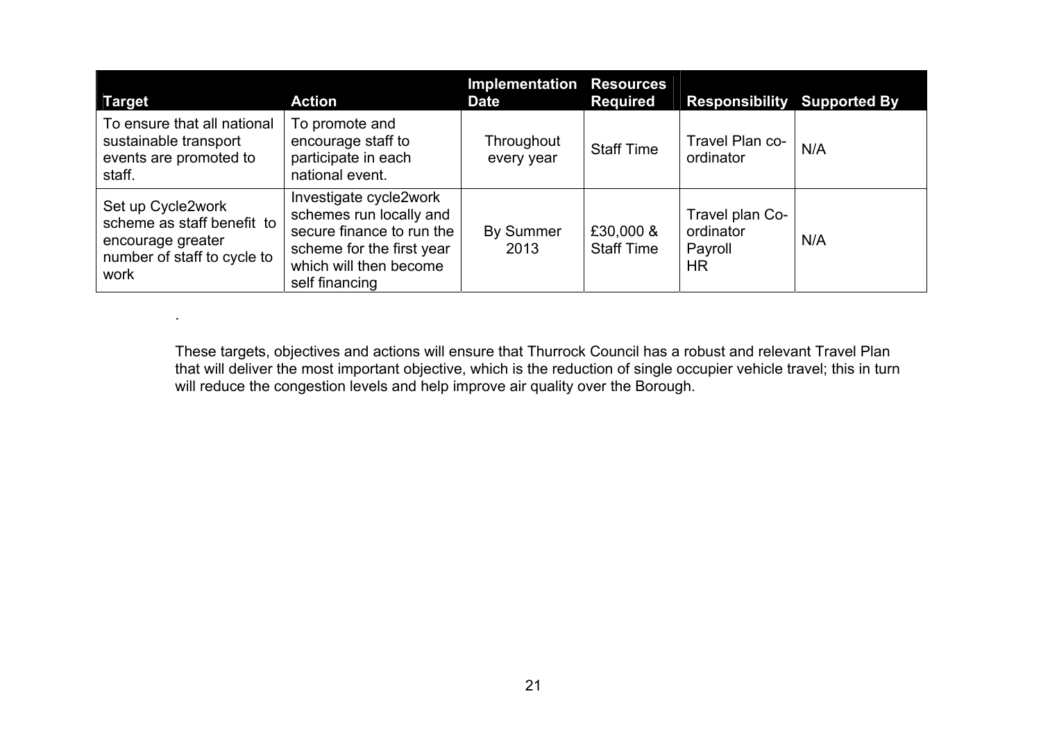| Target | Action | Implementation Date | Resources Required | Responsibility | Supported By |
|---|---|---|---|---|---|
| To ensure that all national sustainable transport events are promoted to staff. | To promote and encourage staff to participate in each national event. | Throughout every year | Staff Time | Travel Plan co-ordinator | N/A |
| Set up Cycle2work scheme as staff benefit to encourage greater number of staff to cycle to work | Investigate cycle2work schemes run locally and secure finance to run the scheme for the first year which will then become self financing | By Summer 2013 | £30,000 & Staff Time | Travel plan Co-ordinator Payroll HR | N/A |

.

These targets, objectives and actions will ensure that Thurrock Council has a robust and relevant Travel Plan that will deliver the most important objective, which is the reduction of single occupier vehicle travel; this in turn will reduce the congestion levels and help improve air quality over the Borough.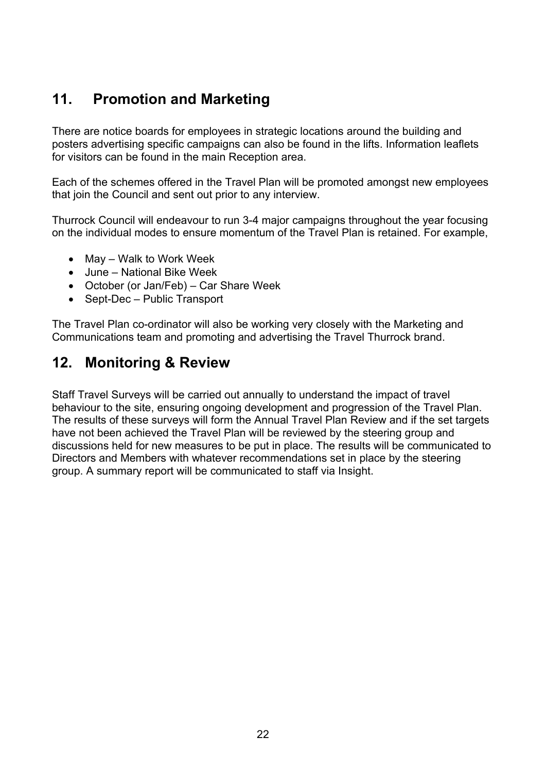## 11. Promotion and Marketing

There are notice boards for employees in strategic locations around the building and posters advertising specific campaigns can also be found in the lifts. Information leaflets for visitors can be found in the main Reception area.

Each of the schemes offered in the Travel Plan will be promoted amongst new employees that join the Council and sent out prior to any interview.

Thurrock Council will endeavour to run 3-4 major campaigns throughout the year focusing on the individual modes to ensure momentum of the Travel Plan is retained. For example,

- May – Walk to Work Week
- June – National Bike Week
- October (or Jan/Feb) – Car Share Week
- Sept-Dec – Public Transport

The Travel Plan co-ordinator will also be working very closely with the Marketing and Communications team and promoting and advertising the Travel Thurrock brand.

## 12. Monitoring & Review

Staff Travel Surveys will be carried out annually to understand the impact of travel behaviour to the site, ensuring ongoing development and progression of the Travel Plan. The results of these surveys will form the Annual Travel Plan Review and if the set targets have not been achieved the Travel Plan will be reviewed by the steering group and discussions held for new measures to be put in place. The results will be communicated to Directors and Members with whatever recommendations set in place by the steering group. A summary report will be communicated to staff via Insight.